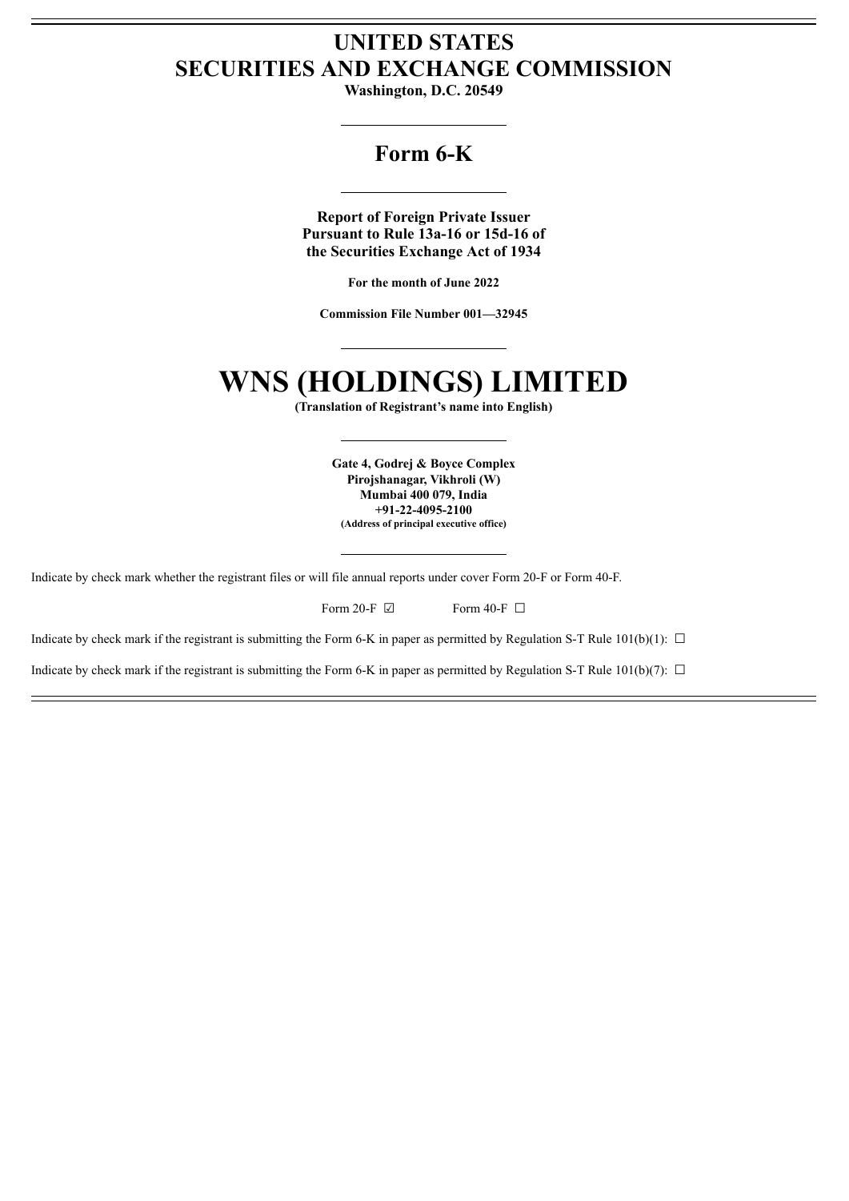# UNITED STATES
# SECURITIES AND EXCHANGE COMMISSION

**Washington, D.C. 20549**

## Form 6-K

**Report of Foreign Private Issuer**
**Pursuant to Rule 13a-16 or 15d-16 of**
**the Securities Exchange Act of 1934**

**For the month of June 2022**

**Commission File Number 001—32945**

# WNS (HOLDINGS) LIMITED

**(Translation of Registrant's name into English)**

**Gate 4, Godrej & Boyce Complex**
**Pirojshanagar, Vikhroli (W)**
**Mumbai 400 079, India**
**+91-22-4095-2100**
**(Address of principal executive office)**

Indicate by check mark whether the registrant files or will file annual reports under cover Form 20-F or Form 40-F.

Form 20-F ☑ Form 40-F ☐

Indicate by check mark if the registrant is submitting the Form 6-K in paper as permitted by Regulation S-T Rule 101(b)(1): ☐

Indicate by check mark if the registrant is submitting the Form 6-K in paper as permitted by Regulation S-T Rule 101(b)(7): ☐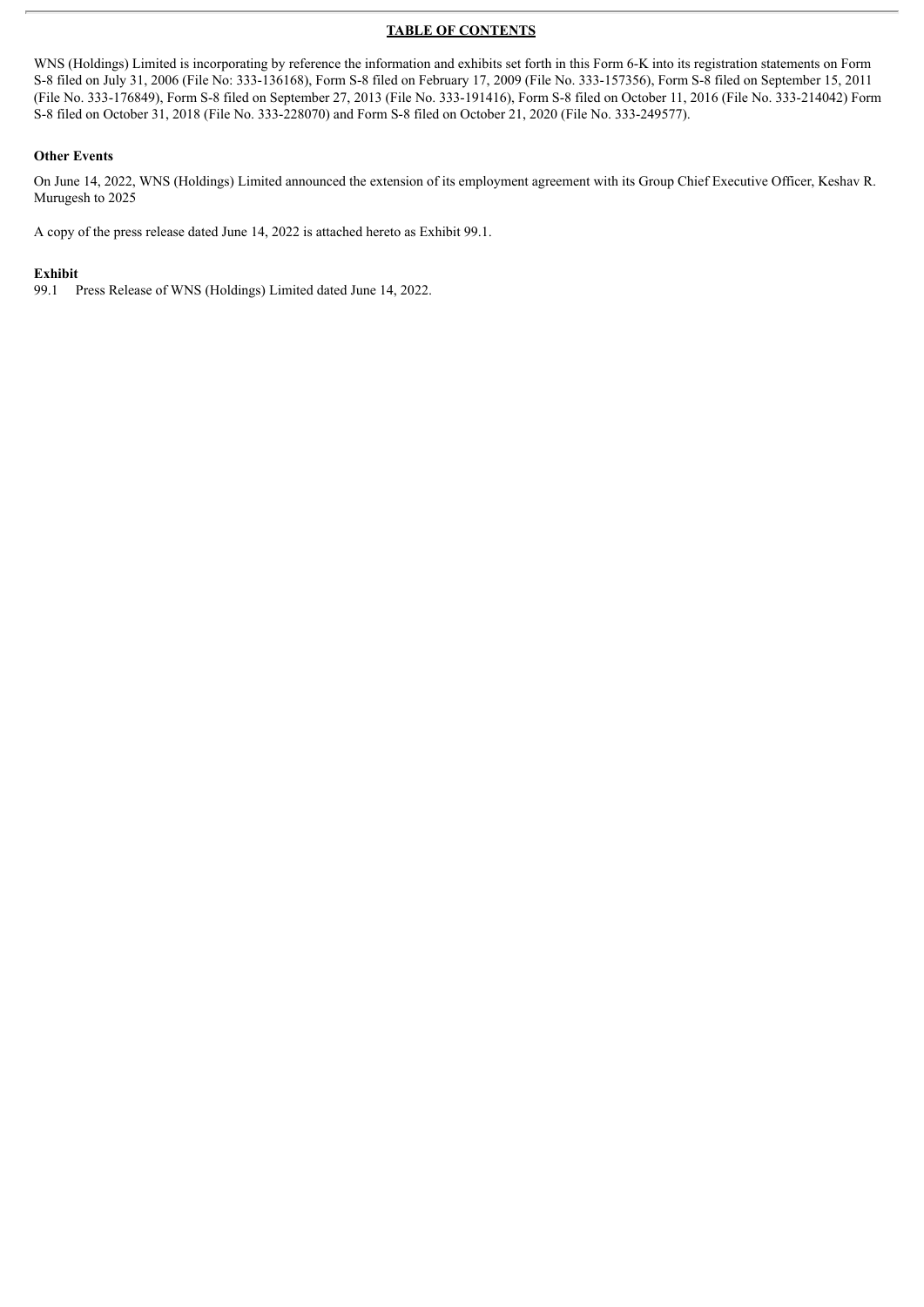**TABLE OF CONTENTS**

WNS (Holdings) Limited is incorporating by reference the information and exhibits set forth in this Form 6-K into its registration statements on Form S-8 filed on July 31, 2006 (File No: 333-136168), Form S-8 filed on February 17, 2009 (File No. 333-157356), Form S-8 filed on September 15, 2011 (File No. 333-176849), Form S-8 filed on September 27, 2013 (File No. 333-191416), Form S-8 filed on October 11, 2016 (File No. 333-214042) Form S-8 filed on October 31, 2018 (File No. 333-228070) and Form S-8 filed on October 21, 2020 (File No. 333-249577).

**Other Events**

On June 14, 2022, WNS (Holdings) Limited announced the extension of its employment agreement with its Group Chief Executive Officer, Keshav R. Murugesh to 2025

A copy of the press release dated June 14, 2022 is attached hereto as Exhibit 99.1.

**Exhibit**

99.1 Press Release of WNS (Holdings) Limited dated June 14, 2022.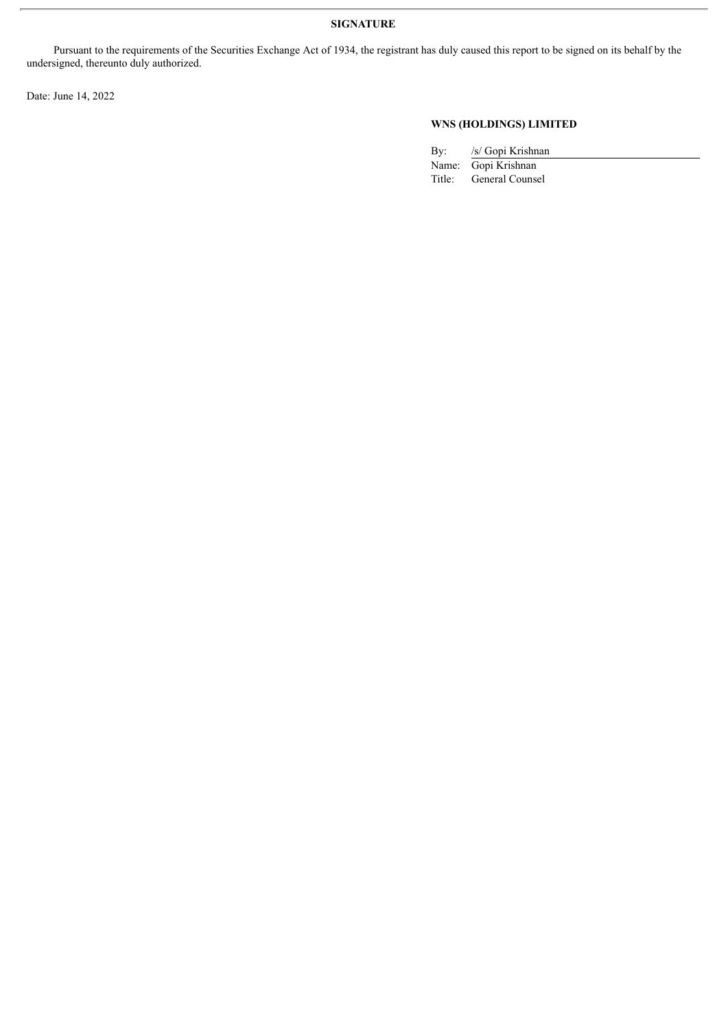**SIGNATURE**

Pursuant to the requirements of the Securities Exchange Act of 1934, the registrant has duly caused this report to be signed on its behalf by the undersigned, thereunto duly authorized.

Date: June 14, 2022

**WNS (HOLDINGS) LIMITED**

By: /s/ Gopi Krishnan
Name: Gopi Krishnan
Title: General Counsel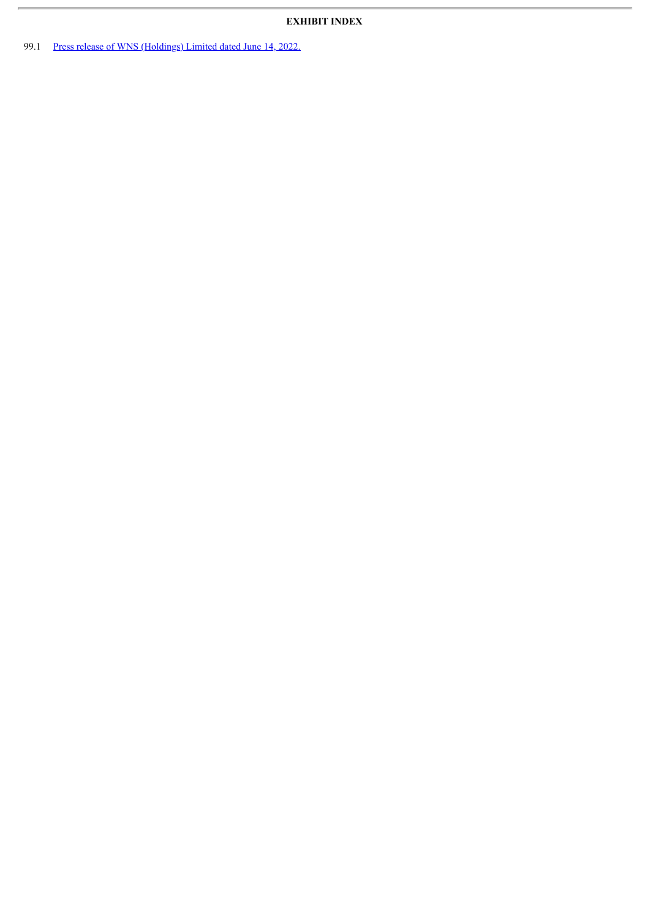**EXHIBIT INDEX**

99.1 Press release of WNS (Holdings) Limited dated June 14, 2022.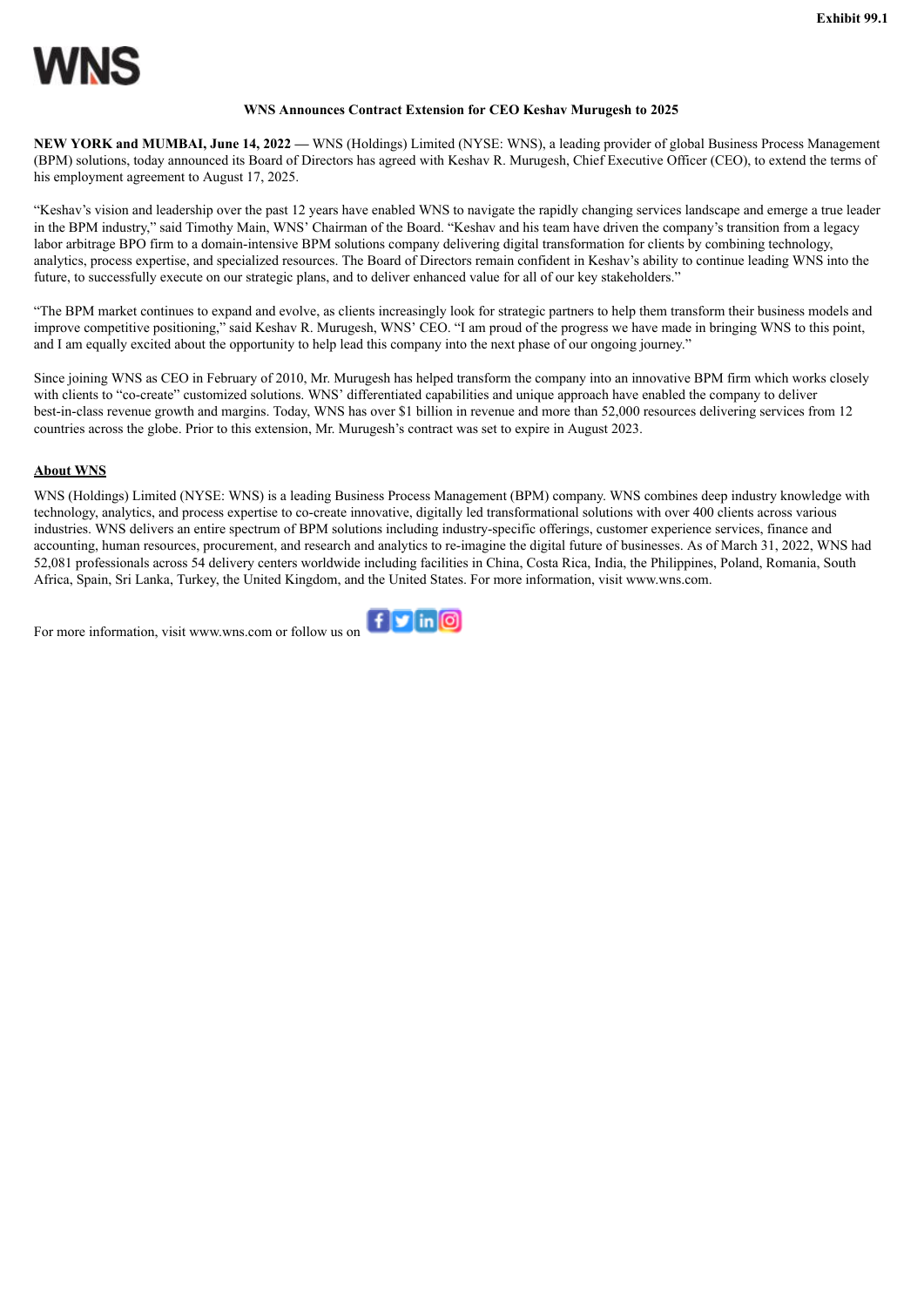Exhibit 99.1

WNS

**WNS Announces Contract Extension for CEO Keshav Murugesh to 2025**

**NEW YORK and MUMBAI, June 14, 2022 —** WNS (Holdings) Limited (NYSE: WNS), a leading provider of global Business Process Management (BPM) solutions, today announced its Board of Directors has agreed with Keshav R. Murugesh, Chief Executive Officer (CEO), to extend the terms of his employment agreement to August 17, 2025.

"Keshav's vision and leadership over the past 12 years have enabled WNS to navigate the rapidly changing services landscape and emerge a true leader in the BPM industry," said Timothy Main, WNS' Chairman of the Board. "Keshav and his team have driven the company's transition from a legacy labor arbitrage BPO firm to a domain-intensive BPM solutions company delivering digital transformation for clients by combining technology, analytics, process expertise, and specialized resources. The Board of Directors remain confident in Keshav's ability to continue leading WNS into the future, to successfully execute on our strategic plans, and to deliver enhanced value for all of our key stakeholders."

"The BPM market continues to expand and evolve, as clients increasingly look for strategic partners to help them transform their business models and improve competitive positioning," said Keshav R. Murugesh, WNS' CEO. "I am proud of the progress we have made in bringing WNS to this point, and I am equally excited about the opportunity to help lead this company into the next phase of our ongoing journey."

Since joining WNS as CEO in February of 2010, Mr. Murugesh has helped transform the company into an innovative BPM firm which works closely with clients to "co-create" customized solutions. WNS' differentiated capabilities and unique approach have enabled the company to deliver best-in-class revenue growth and margins. Today, WNS has over $1 billion in revenue and more than 52,000 resources delivering services from 12 countries across the globe. Prior to this extension, Mr. Murugesh's contract was set to expire in August 2023.

**About WNS**

WNS (Holdings) Limited (NYSE: WNS) is a leading Business Process Management (BPM) company. WNS combines deep industry knowledge with technology, analytics, and process expertise to co-create innovative, digitally led transformational solutions with over 400 clients across various industries. WNS delivers an entire spectrum of BPM solutions including industry-specific offerings, customer experience services, finance and accounting, human resources, procurement, and research and analytics to re-imagine the digital future of businesses. As of March 31, 2022, WNS had 52,081 professionals across 54 delivery centers worldwide including facilities in China, Costa Rica, India, the Philippines, Poland, Romania, South Africa, Spain, Sri Lanka, Turkey, the United Kingdom, and the United States. For more information, visit www.wns.com.

For more information, visit www.wns.com or follow us on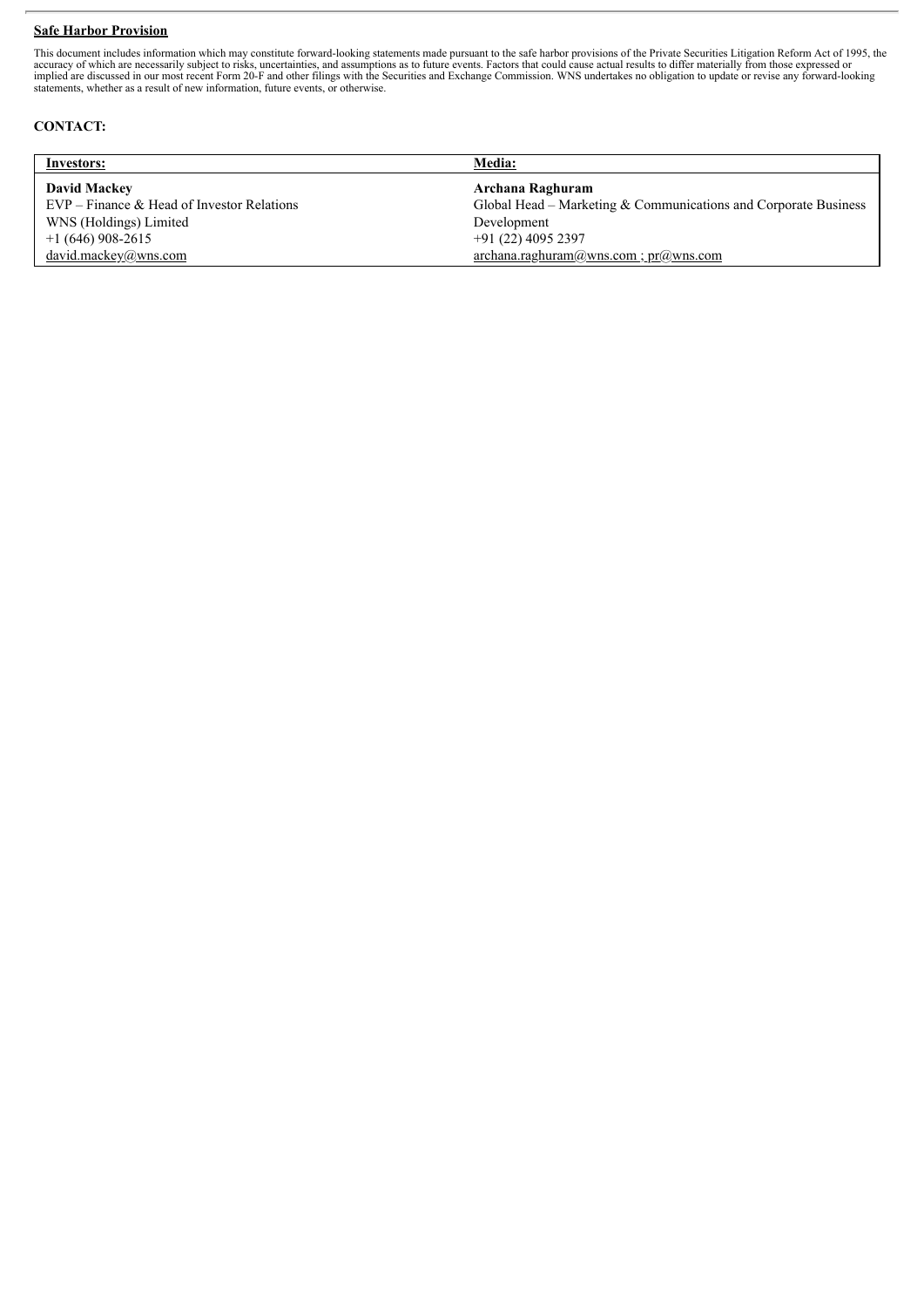**Safe Harbor Provision**

This document includes information which may constitute forward-looking statements made pursuant to the safe harbor provisions of the Private Securities Litigation Reform Act of 1995, the accuracy of which are necessarily subject to risks, uncertainties, and assumptions as to future events. Factors that could cause actual results to differ materially from those expressed or implied are discussed in our most recent Form 20-F and other filings with the Securities and Exchange Commission. WNS undertakes no obligation to update or revise any forward-looking statements, whether as a result of new information, future events, or otherwise.

**CONTACT:**

| Investors: | Media: |
|---|---|
| **David Mackey**<br>EVP – Finance & Head of Investor Relations<br>WNS (Holdings) Limited<br>+1 (646) 908-2615<br>david.mackey@wns.com | **Archana Raghuram**<br>Global Head – Marketing & Communications and Corporate Business Development<br>+91 (22) 4095 2397<br>archana.raghuram@wns.com ; pr@wns.com |